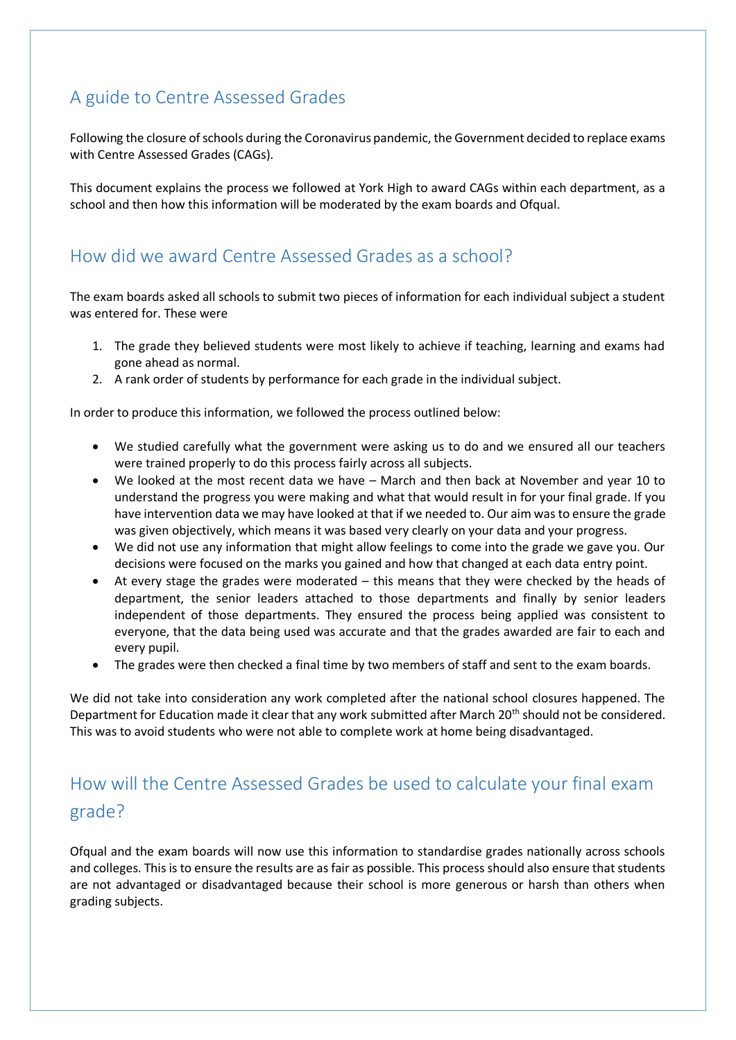## A guide to Centre Assessed Grades

Following the closure of schools during the Coronavirus pandemic, the Government decided to replace exams with Centre Assessed Grades (CAGs).

This document explains the process we followed at York High to award CAGs within each department, as a school and then how this information will be moderated by the exam boards and Ofqual.

## How did we award Centre Assessed Grades as a school?

The exam boards asked all schools to submit two pieces of information for each individual subject a student was entered for. These were

1. The grade they believed students were most likely to achieve if teaching, learning and exams had gone ahead as normal.
2. A rank order of students by performance for each grade in the individual subject.

In order to produce this information, we followed the process outlined below:

- We studied carefully what the government were asking us to do and we ensured all our teachers were trained properly to do this process fairly across all subjects.
- We looked at the most recent data we have – March and then back at November and year 10 to understand the progress you were making and what that would result in for your final grade. If you have intervention data we may have looked at that if we needed to. Our aim was to ensure the grade was given objectively, which means it was based very clearly on your data and your progress.
- We did not use any information that might allow feelings to come into the grade we gave you. Our decisions were focused on the marks you gained and how that changed at each data entry point.
- At every stage the grades were moderated – this means that they were checked by the heads of department, the senior leaders attached to those departments and finally by senior leaders independent of those departments. They ensured the process being applied was consistent to everyone, that the data being used was accurate and that the grades awarded are fair to each and every pupil.
- The grades were then checked a final time by two members of staff and sent to the exam boards.

We did not take into consideration any work completed after the national school closures happened. The Department for Education made it clear that any work submitted after March 20th should not be considered. This was to avoid students who were not able to complete work at home being disadvantaged.

## How will the Centre Assessed Grades be used to calculate your final exam grade?

Ofqual and the exam boards will now use this information to standardise grades nationally across schools and colleges. This is to ensure the results are as fair as possible. This process should also ensure that students are not advantaged or disadvantaged because their school is more generous or harsh than others when grading subjects.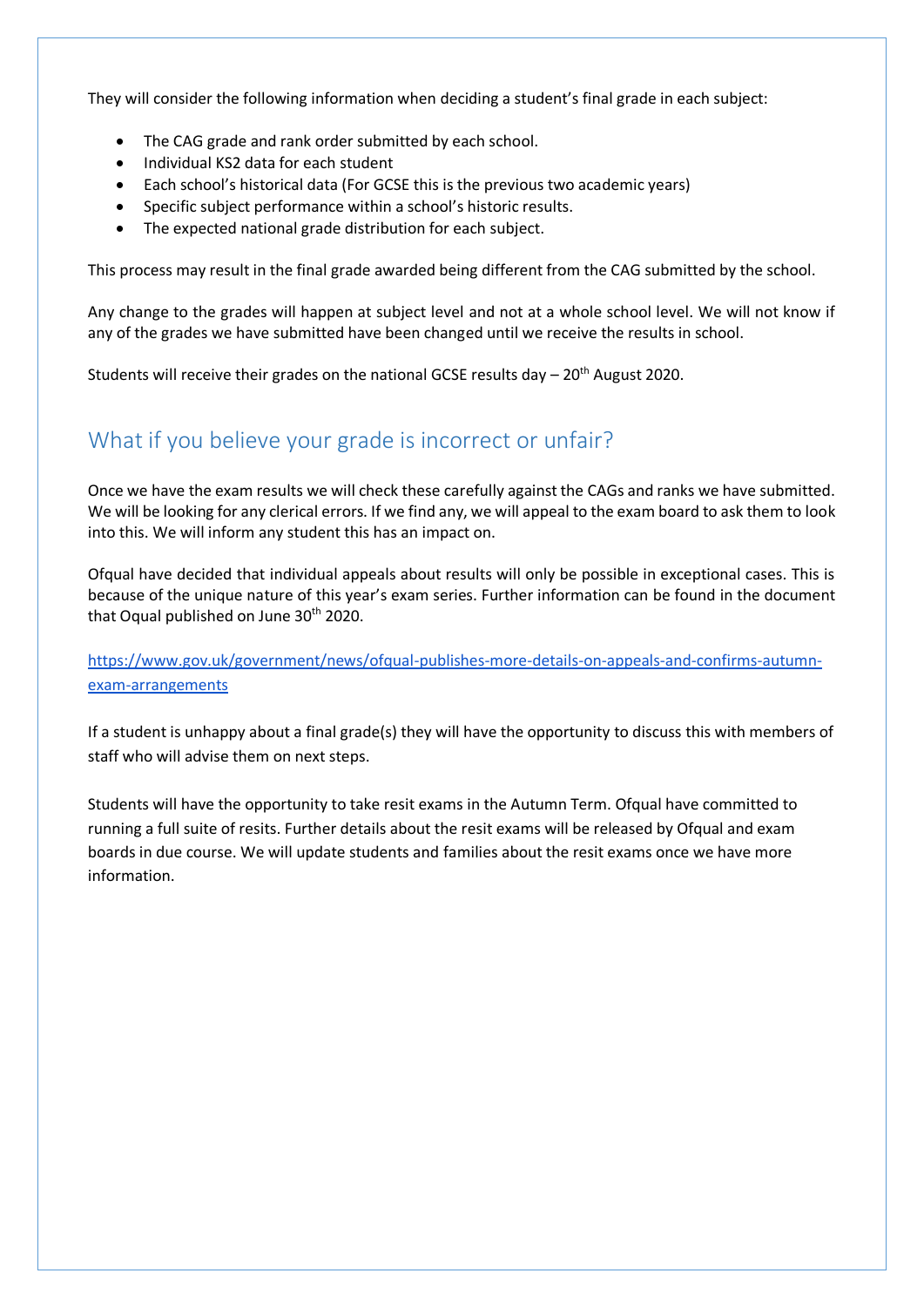They will consider the following information when deciding a student's final grade in each subject:

- The CAG grade and rank order submitted by each school.
- Individual KS2 data for each student
- Each school's historical data (For GCSE this is the previous two academic years)
- Specific subject performance within a school's historic results.
- The expected national grade distribution for each subject.

This process may result in the final grade awarded being different from the CAG submitted by the school.

Any change to the grades will happen at subject level and not at a whole school level. We will not know if any of the grades we have submitted have been changed until we receive the results in school.

Students will receive their grades on the national GCSE results day – 20th August 2020.

## What if you believe your grade is incorrect or unfair?

Once we have the exam results we will check these carefully against the CAGs and ranks we have submitted. We will be looking for any clerical errors. If we find any, we will appeal to the exam board to ask them to look into this. We will inform any student this has an impact on.

Ofqual have decided that individual appeals about results will only be possible in exceptional cases. This is because of the unique nature of this year's exam series. Further information can be found in the document that Oqual published on June 30th 2020.

[https://www.gov.uk/government/news/ofqual-publishes-more-details-on-appeals-and-confirms-autumn-exam-arrangements](https://www.gov.uk/government/news/ofqual-publishes-more-details-on-appeals-and-confirms-autumn-exam-arrangements)

If a student is unhappy about a final grade(s) they will have the opportunity to discuss this with members of staff who will advise them on next steps.

Students will have the opportunity to take resit exams in the Autumn Term. Ofqual have committed to running a full suite of resits. Further details about the resit exams will be released by Ofqual and exam boards in due course. We will update students and families about the resit exams once we have more information.